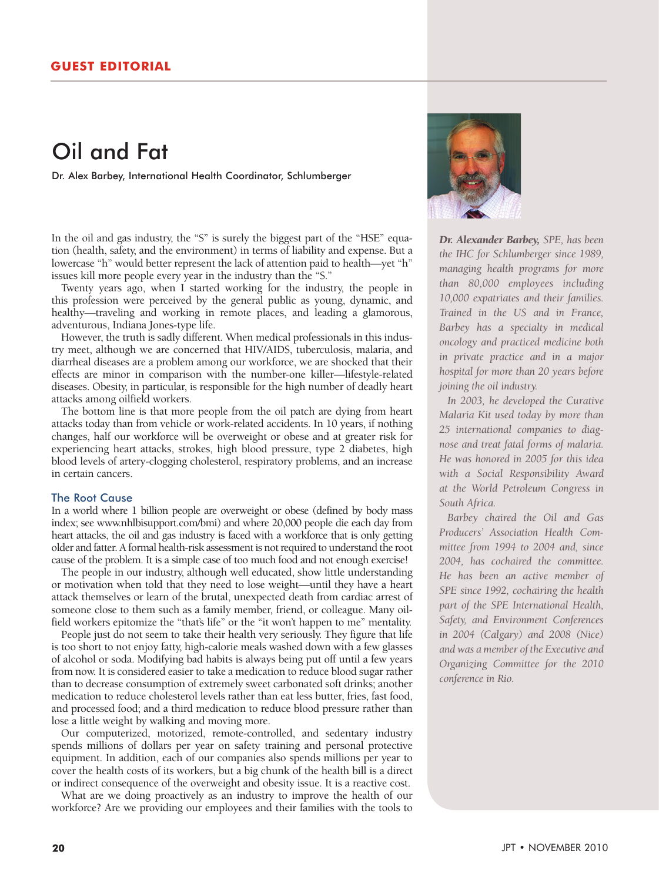GUEST EDITORIAL

# Oil and Fat

Dr. Alex Barbey, International Health Coordinator, Schlumberger

In the oil and gas industry, the "S" is surely the biggest part of the "HSE" equation (health, safety, and the environment) in terms of liability and expense. But a lowercase "h" would better represent the lack of attention paid to health—yet "h" issues kill more people every year in the industry than the "S."

Twenty years ago, when I started working for the industry, the people in this profession were perceived by the general public as young, dynamic, and healthy—traveling and working in remote places, and leading a glamorous, adventurous, Indiana Jones-type life.

However, the truth is sadly different. When medical professionals in this industry meet, although we are concerned that HIV/AIDS, tuberculosis, malaria, and diarrheal diseases are a problem among our workforce, we are shocked that their effects are minor in comparison with the number-one killer—lifestyle-related diseases. Obesity, in particular, is responsible for the high number of deadly heart attacks among oilfield workers.

The bottom line is that more people from the oil patch are dying from heart attacks today than from vehicle or work-related accidents. In 10 years, if nothing changes, half our workforce will be overweight or obese and at greater risk for experiencing heart attacks, strokes, high blood pressure, type 2 diabetes, high blood levels of artery-clogging cholesterol, respiratory problems, and an increase in certain cancers.

## The Root Cause

In a world where 1 billion people are overweight or obese (defined by body mass index; see www.nhlbisupport.com/bmi) and where 20,000 people die each day from heart attacks, the oil and gas industry is faced with a workforce that is only getting older and fatter. A formal health-risk assessment is not required to understand the root cause of the problem. It is a simple case of too much food and not enough exercise!

The people in our industry, although well educated, show little understanding or motivation when told that they need to lose weight—until they have a heart attack themselves or learn of the brutal, unexpected death from cardiac arrest of someone close to them such as a family member, friend, or colleague. Many oilfield workers epitomize the "that's life" or the "it won't happen to me" mentality.

People just do not seem to take their health very seriously. They figure that life is too short to not enjoy fatty, high-calorie meals washed down with a few glasses of alcohol or soda. Modifying bad habits is always being put off until a few years from now. It is considered easier to take a medication to reduce blood sugar rather than to decrease consumption of extremely sweet carbonated soft drinks; another medication to reduce cholesterol levels rather than eat less butter, fries, fast food, and processed food; and a third medication to reduce blood pressure rather than lose a little weight by walking and moving more.

Our computerized, motorized, remote-controlled, and sedentary industry spends millions of dollars per year on safety training and personal protective equipment. In addition, each of our companies also spends millions per year to cover the health costs of its workers, but a big chunk of the health bill is a direct or indirect consequence of the overweight and obesity issue. It is a reactive cost.

What are we doing proactively as an industry to improve the health of our workforce? Are we providing our employees and their families with the tools to

***Dr. Alexander Barbey,*** *SPE, has been the IHC for Schlumberger since 1989, managing health programs for more than 80,000 employees including 10,000 expatriates and their families. Trained in the US and in France, Barbey has a specialty in medical oncology and practiced medicine both in private practice and in a major hospital for more than 20 years before joining the oil industry.*

*In 2003, he developed the Curative Malaria Kit used today by more than 25 international companies to diagnose and treat fatal forms of malaria. He was honored in 2005 for this idea with a Social Responsibility Award at the World Petroleum Congress in South Africa.*

*Barbey chaired the Oil and Gas Producers' Association Health Committee from 1994 to 2004 and, since 2004, has cochaired the committee. He has been an active member of SPE since 1992, cochairing the health part of the SPE International Health, Safety, and Environment Conferences in 2004 (Calgary) and 2008 (Nice) and was a member of the Executive and Organizing Committee for the 2010 conference in Rio.*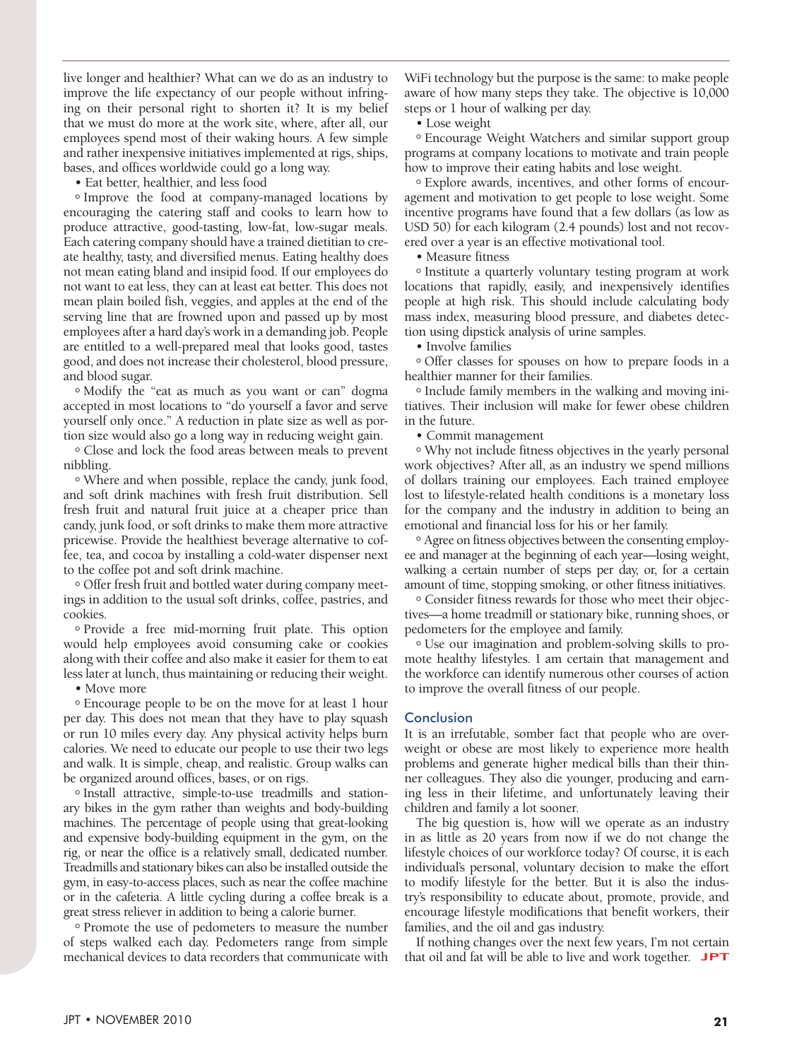live longer and healthier? What can we do as an industry to improve the life expectancy of our people without infringing on their personal right to shorten it? It is my belief that we must do more at the work site, where, after all, our employees spend most of their waking hours. A few simple and rather inexpensive initiatives implemented at rigs, ships, bases, and offices worldwide could go a long way.

- Eat better, healthier, and less food
  - Improve the food at company-managed locations by encouraging the catering staff and cooks to learn how to produce attractive, good-tasting, low-fat, low-sugar meals. Each catering company should have a trained dietitian to create healthy, tasty, and diversified menus. Eating healthy does not mean eating bland and insipid food. If our employees do not want to eat less, they can at least eat better. This does not mean plain boiled fish, veggies, and apples at the end of the serving line that are frowned upon and passed up by most employees after a hard day's work in a demanding job. People are entitled to a well-prepared meal that looks good, tastes good, and does not increase their cholesterol, blood pressure, and blood sugar.
  - Modify the "eat as much as you want or can" dogma accepted in most locations to "do yourself a favor and serve yourself only once." A reduction in plate size as well as portion size would also go a long way in reducing weight gain.
  - Close and lock the food areas between meals to prevent nibbling.
  - Where and when possible, replace the candy, junk food, and soft drink machines with fresh fruit distribution. Sell fresh fruit and natural fruit juice at a cheaper price than candy, junk food, or soft drinks to make them more attractive pricewise. Provide the healthiest beverage alternative to coffee, tea, and cocoa by installing a cold-water dispenser next to the coffee pot and soft drink machine.
  - Offer fresh fruit and bottled water during company meetings in addition to the usual soft drinks, coffee, pastries, and cookies.
  - Provide a free mid-morning fruit plate. This option would help employees avoid consuming cake or cookies along with their coffee and also make it easier for them to eat less later at lunch, thus maintaining or reducing their weight.
- Move more
  - Encourage people to be on the move for at least 1 hour per day. This does not mean that they have to play squash or run 10 miles every day. Any physical activity helps burn calories. We need to educate our people to use their two legs and walk. It is simple, cheap, and realistic. Group walks can be organized around offices, bases, or on rigs.
  - Install attractive, simple-to-use treadmills and stationary bikes in the gym rather than weights and body-building machines. The percentage of people using that great-looking and expensive body-building equipment in the gym, on the rig, or near the office is a relatively small, dedicated number. Treadmills and stationary bikes can also be installed outside the gym, in easy-to-access places, such as near the coffee machine or in the cafeteria. A little cycling during a coffee break is a great stress reliever in addition to being a calorie burner.
  - Promote the use of pedometers to measure the number of steps walked each day. Pedometers range from simple mechanical devices to data recorders that communicate with WiFi technology but the purpose is the same: to make people aware of how many steps they take. The objective is 10,000 steps or 1 hour of walking per day.
- Lose weight
  - Encourage Weight Watchers and similar support group programs at company locations to motivate and train people how to improve their eating habits and lose weight.
  - Explore awards, incentives, and other forms of encouragement and motivation to get people to lose weight. Some incentive programs have found that a few dollars (as low as USD 50) for each kilogram (2.4 pounds) lost and not recovered over a year is an effective motivational tool.
- Measure fitness
  - Institute a quarterly voluntary testing program at work locations that rapidly, easily, and inexpensively identifies people at high risk. This should include calculating body mass index, measuring blood pressure, and diabetes detection using dipstick analysis of urine samples.
- Involve families
  - Offer classes for spouses on how to prepare foods in a healthier manner for their families.
  - Include family members in the walking and moving initiatives. Their inclusion will make for fewer obese children in the future.
- Commit management
  - Why not include fitness objectives in the yearly personal work objectives? After all, as an industry we spend millions of dollars training our employees. Each trained employee lost to lifestyle-related health conditions is a monetary loss for the company and the industry in addition to being an emotional and financial loss for his or her family.
  - Agree on fitness objectives between the consenting employee and manager at the beginning of each year—losing weight, walking a certain number of steps per day, or, for a certain amount of time, stopping smoking, or other fitness initiatives.
  - Consider fitness rewards for those who meet their objectives—a home treadmill or stationary bike, running shoes, or pedometers for the employee and family.
  - Use our imagination and problem-solving skills to promote healthy lifestyles. I am certain that management and the workforce can identify numerous other courses of action to improve the overall fitness of our people.

## Conclusion

It is an irrefutable, somber fact that people who are overweight or obese are most likely to experience more health problems and generate higher medical bills than their thinner colleagues. They also die younger, producing and earning less in their lifetime, and unfortunately leaving their children and family a lot sooner.

The big question is, how will we operate as an industry in as little as 20 years from now if we do not change the lifestyle choices of our workforce today? Of course, it is each individual's personal, voluntary decision to make the effort to modify lifestyle for the better. But it is also the industry's responsibility to educate about, promote, provide, and encourage lifestyle modifications that benefit workers, their families, and the oil and gas industry.

If nothing changes over the next few years, I'm not certain that oil and fat will be able to live and work together. **JPT**